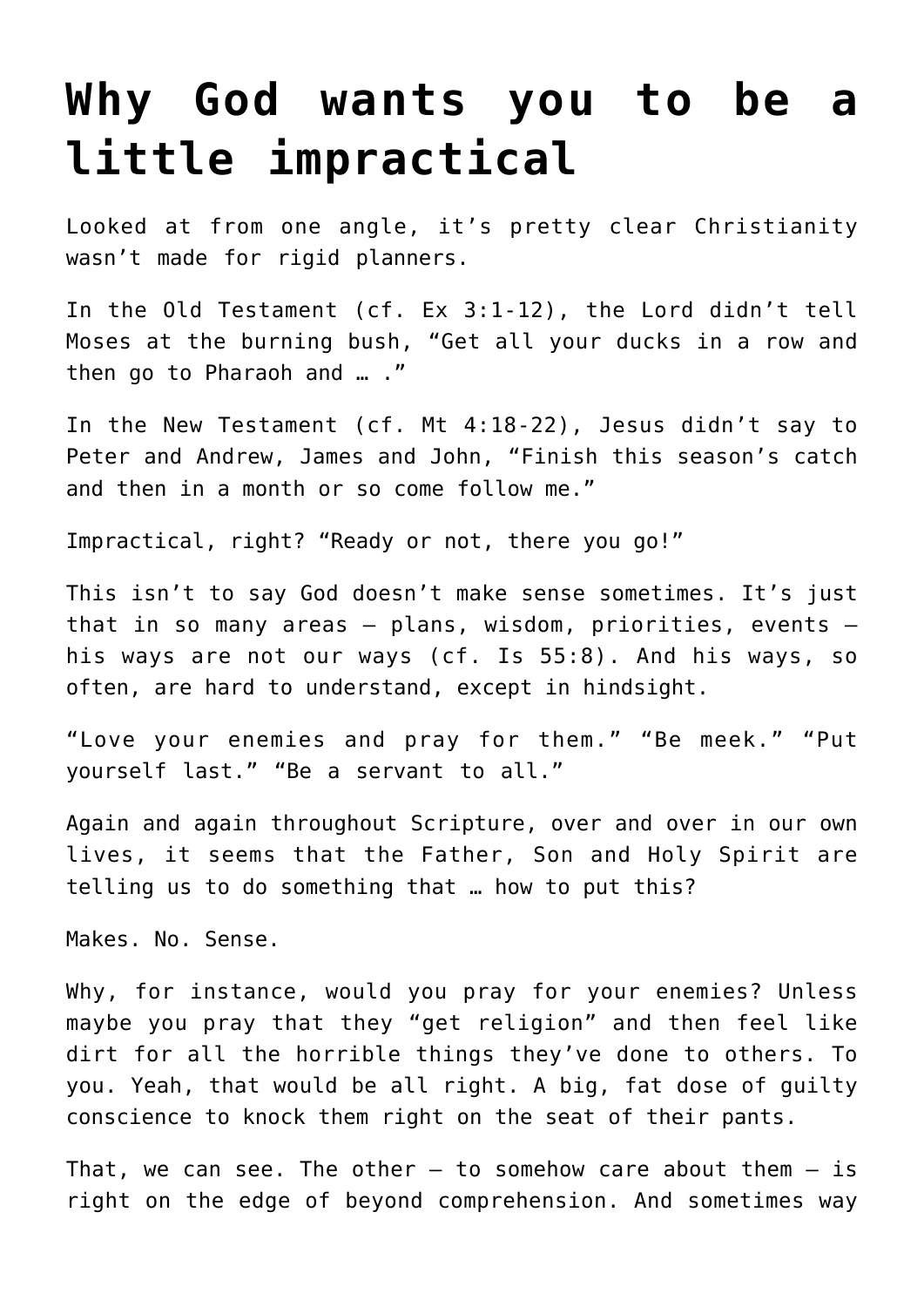# Why God wants you to be a little impractical

Looked at from one angle, it's pretty clear Christianity wasn't made for rigid planners.

In the Old Testament (cf. Ex 3:1-12), the Lord didn't tell Moses at the burning bush, "Get all your ducks in a row and then go to Pharaoh and … ."

In the New Testament (cf. Mt 4:18-22), Jesus didn't say to Peter and Andrew, James and John, "Finish this season's catch and then in a month or so come follow me."

Impractical, right? "Ready or not, there you go!"

This isn't to say God doesn't make sense sometimes. It's just that in so many areas — plans, wisdom, priorities, events — his ways are not our ways (cf. Is 55:8). And his ways, so often, are hard to understand, except in hindsight.

"Love your enemies and pray for them." "Be meek." "Put yourself last." "Be a servant to all."

Again and again throughout Scripture, over and over in our own lives, it seems that the Father, Son and Holy Spirit are telling us to do something that … how to put this?

Makes. No. Sense.

Why, for instance, would you pray for your enemies? Unless maybe you pray that they "get religion" and then feel like dirt for all the horrible things they've done to others. To you. Yeah, that would be all right. A big, fat dose of guilty conscience to knock them right on the seat of their pants.

That, we can see. The other — to somehow care about them — is right on the edge of beyond comprehension. And sometimes way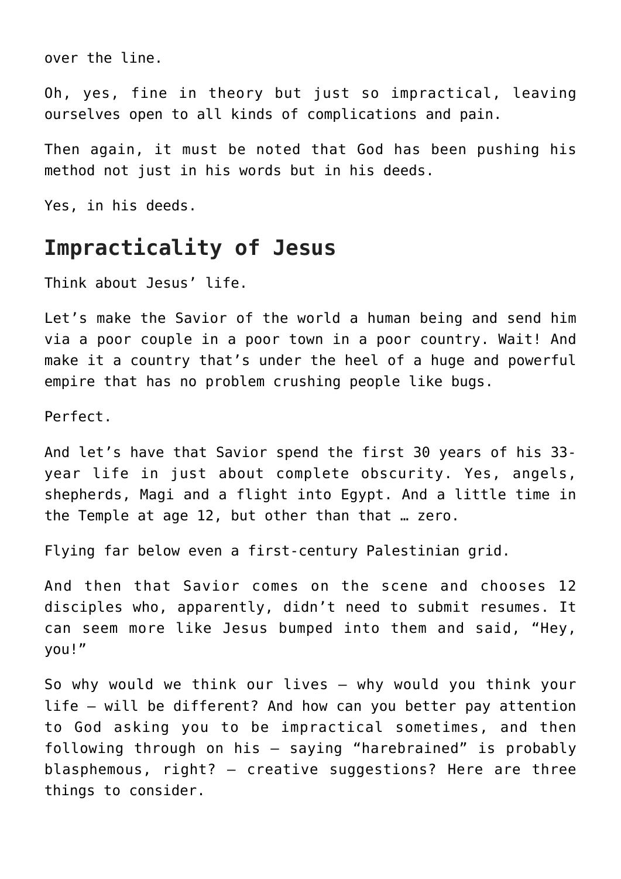over the line.

Oh, yes, fine in theory but just so impractical, leaving ourselves open to all kinds of complications and pain.

Then again, it must be noted that God has been pushing his method not just in his words but in his deeds.

Yes, in his deeds.

## Impracticality of Jesus

Think about Jesus' life.

Let's make the Savior of the world a human being and send him via a poor couple in a poor town in a poor country. Wait! And make it a country that's under the heel of a huge and powerful empire that has no problem crushing people like bugs.

Perfect.

And let's have that Savior spend the first 30 years of his 33-year life in just about complete obscurity. Yes, angels, shepherds, Magi and a flight into Egypt. And a little time in the Temple at age 12, but other than that … zero.

Flying far below even a first-century Palestinian grid.

And then that Savior comes on the scene and chooses 12 disciples who, apparently, didn't need to submit resumes. It can seem more like Jesus bumped into them and said, "Hey, you!"

So why would we think our lives — why would you think your life — will be different? And how can you better pay attention to God asking you to be impractical sometimes, and then following through on his — saying "harebrained" is probably blasphemous, right? — creative suggestions? Here are three things to consider.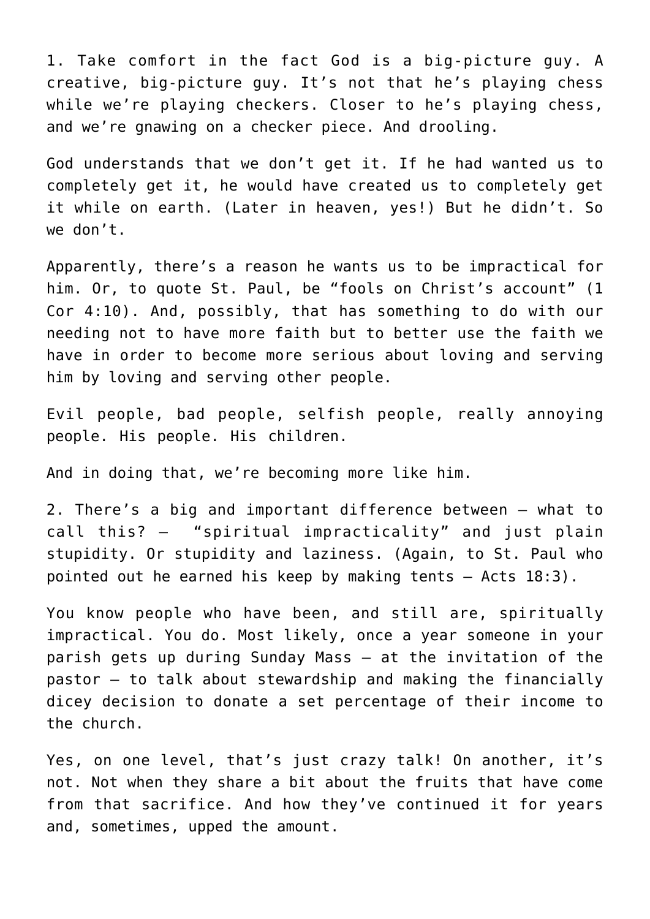1. Take comfort in the fact God is a big-picture guy. A creative, big-picture guy. It's not that he's playing chess while we're playing checkers. Closer to he's playing chess, and we're gnawing on a checker piece. And drooling.

God understands that we don't get it. If he had wanted us to completely get it, he would have created us to completely get it while on earth. (Later in heaven, yes!) But he didn't. So we don't.

Apparently, there's a reason he wants us to be impractical for him. Or, to quote St. Paul, be "fools on Christ's account" (1 Cor 4:10). And, possibly, that has something to do with our needing not to have more faith but to better use the faith we have in order to become more serious about loving and serving him by loving and serving other people.

Evil people, bad people, selfish people, really annoying people. His people. His children.

And in doing that, we're becoming more like him.

2. There's a big and important difference between – what to call this? – "spiritual impracticality" and just plain stupidity. Or stupidity and laziness. (Again, to St. Paul who pointed out he earned his keep by making tents – Acts 18:3).

You know people who have been, and still are, spiritually impractical. You do. Most likely, once a year someone in your parish gets up during Sunday Mass – at the invitation of the pastor – to talk about stewardship and making the financially dicey decision to donate a set percentage of their income to the church.

Yes, on one level, that's just crazy talk! On another, it's not. Not when they share a bit about the fruits that have come from that sacrifice. And how they've continued it for years and, sometimes, upped the amount.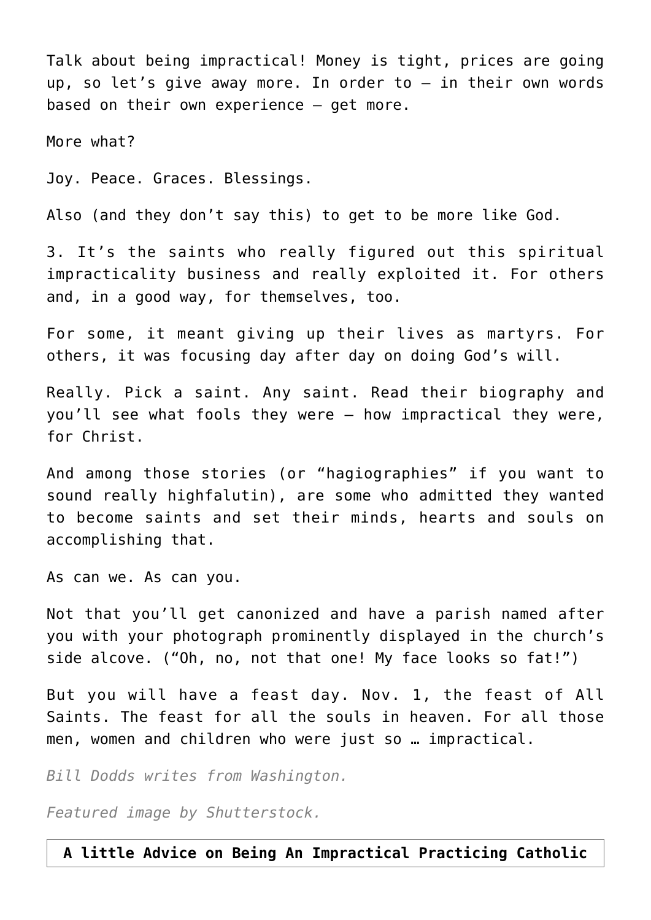Talk about being impractical! Money is tight, prices are going up, so let's give away more. In order to — in their own words based on their own experience — get more.

More what?

Joy. Peace. Graces. Blessings.

Also (and they don't say this) to get to be more like God.

3. It's the saints who really figured out this spiritual impracticality business and really exploited it. For others and, in a good way, for themselves, too.

For some, it meant giving up their lives as martyrs. For others, it was focusing day after day on doing God's will.

Really. Pick a saint. Any saint. Read their biography and you'll see what fools they were — how impractical they were, for Christ.

And among those stories (or "hagiographies" if you want to sound really highfalutin), are some who admitted they wanted to become saints and set their minds, hearts and souls on accomplishing that.

As can we. As can you.

Not that you'll get canonized and have a parish named after you with your photograph prominently displayed in the church's side alcove. ("Oh, no, not that one! My face looks so fat!")

But you will have a feast day. Nov. 1, the feast of All Saints. The feast for all the souls in heaven. For all those men, women and children who were just so … impractical.

*Bill Dodds writes from Washington.*

*Featured image by Shutterstock.*

**A little Advice on Being An Impractical Practicing Catholic**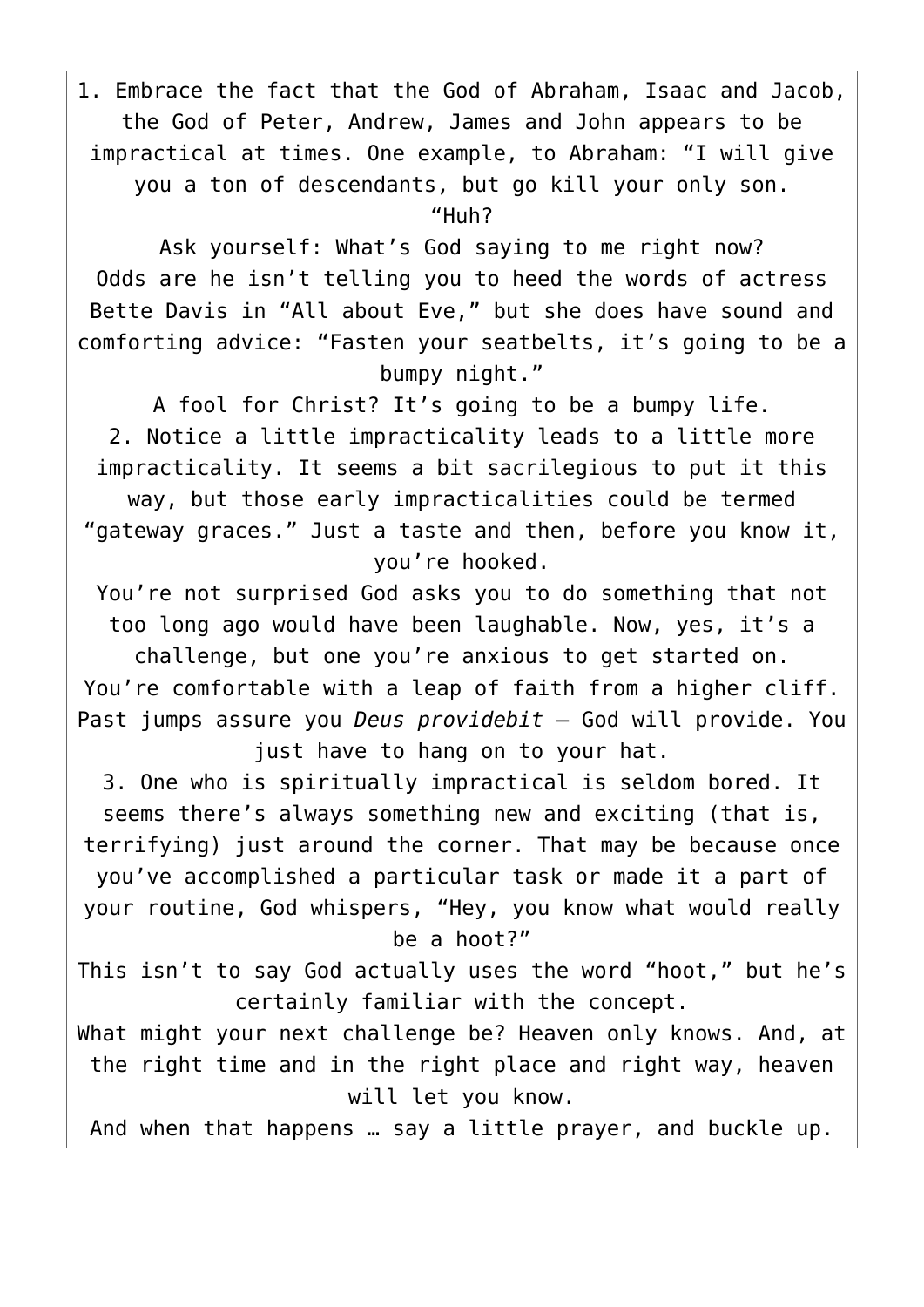1. Embrace the fact that the God of Abraham, Isaac and Jacob, the God of Peter, Andrew, James and John appears to be impractical at times. One example, to Abraham: "I will give you a ton of descendants, but go kill your only son.

"Huh?

Ask yourself: What's God saying to me right now?

Odds are he isn't telling you to heed the words of actress Bette Davis in "All about Eve," but she does have sound and comforting advice: "Fasten your seatbelts, it's going to be a bumpy night."

A fool for Christ? It's going to be a bumpy life.

2. Notice a little impracticality leads to a little more impracticality. It seems a bit sacrilegious to put it this way, but those early impracticalities could be termed "gateway graces." Just a taste and then, before you know it, you're hooked.

You're not surprised God asks you to do something that not too long ago would have been laughable. Now, yes, it's a challenge, but one you're anxious to get started on.

You're comfortable with a leap of faith from a higher cliff. Past jumps assure you *Deus providebit* — God will provide. You just have to hang on to your hat.

3. One who is spiritually impractical is seldom bored. It seems there's always something new and exciting (that is, terrifying) just around the corner. That may be because once you've accomplished a particular task or made it a part of your routine, God whispers, "Hey, you know what would really be a hoot?"

This isn't to say God actually uses the word "hoot," but he's certainly familiar with the concept.

What might your next challenge be? Heaven only knows. And, at the right time and in the right place and right way, heaven will let you know.

And when that happens … say a little prayer, and buckle up.